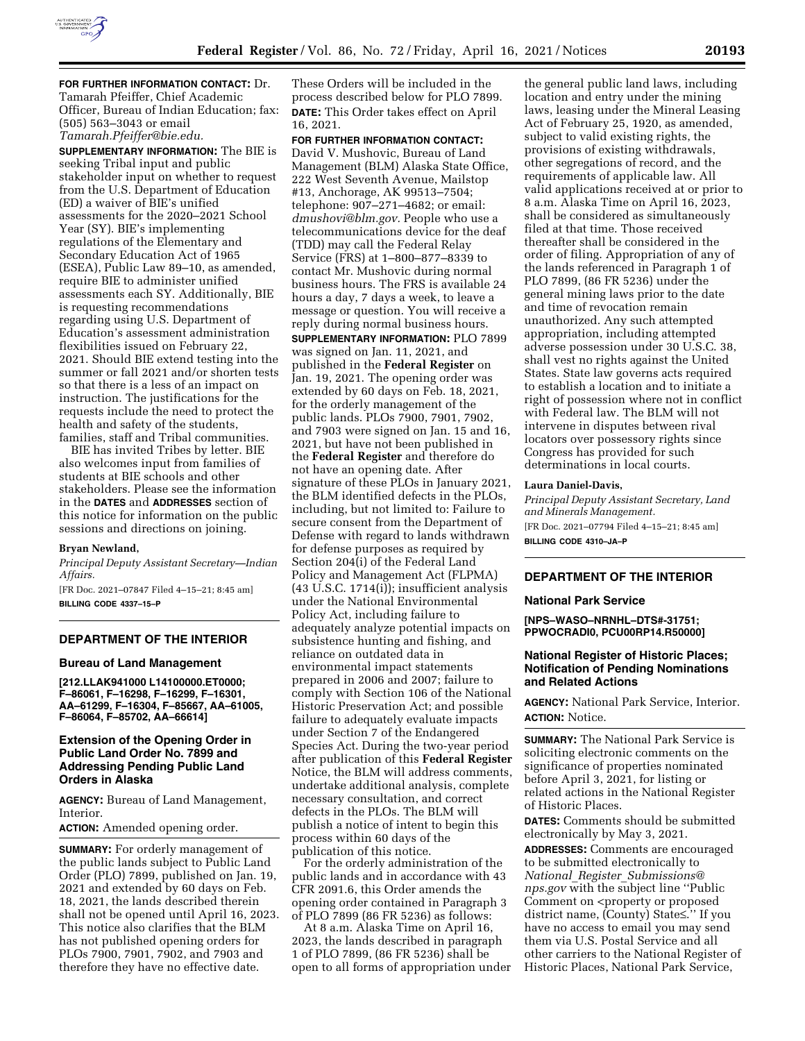**FOR FURTHER INFORMATION CONTACT:** Dr. Tamarah Pfeiffer, Chief Academic Officer, Bureau of Indian Education; fax: (505) 563–3043 or email *Tamarah.Pfeiffer@bie.edu.*

**SUPPLEMENTARY INFORMATION:** The BIE is seeking Tribal input and public stakeholder input on whether to request from the U.S. Department of Education (ED) a waiver of BIE's unified assessments for the 2020–2021 School Year (SY). BIE's implementing regulations of the Elementary and Secondary Education Act of 1965 (ESEA), Public Law 89–10, as amended, require BIE to administer unified assessments each SY. Additionally, BIE is requesting recommendations regarding using U.S. Department of Education's assessment administration flexibilities issued on February 22, 2021. Should BIE extend testing into the summer or fall 2021 and/or shorten tests so that there is a less of an impact on instruction. The justifications for the requests include the need to protect the health and safety of the students, families, staff and Tribal communities.

BIE has invited Tribes by letter. BIE also welcomes input from families of students at BIE schools and other stakeholders. Please see the information in the **DATES** and **ADDRESSES** section of this notice for information on the public sessions and directions on joining.

**Bryan Newland,**

*Principal Deputy Assistant Secretary—Indian Affairs.*

[FR Doc. 2021–07847 Filed 4–15–21; 8:45 am]

**BILLING CODE 4337–15–P**

## DEPARTMENT OF THE INTERIOR

### Bureau of Land Management

**[212.LLAK941000 L14100000.ET0000; F–86061, F–16298, F–16299, F–16301, AA–61299, F–16304, F–85667, AA–61005, F–86064, F–85702, AA–66614]**

### Extension of the Opening Order in Public Land Order No. 7899 and Addressing Pending Public Land Orders in Alaska

**AGENCY:** Bureau of Land Management, Interior.

**ACTION:** Amended opening order.

**SUMMARY:** For orderly management of the public lands subject to Public Land Order (PLO) 7899, published on Jan. 19, 2021 and extended by 60 days on Feb. 18, 2021, the lands described therein shall not be opened until April 16, 2023. This notice also clarifies that the BLM has not published opening orders for PLOs 7900, 7901, 7902, and 7903 and therefore they have no effective date. These Orders will be included in the process described below for PLO 7899.

**DATE:** This Order takes effect on April 16, 2021.

**FOR FURTHER INFORMATION CONTACT:** David V. Mushovic, Bureau of Land Management (BLM) Alaska State Office, 222 West Seventh Avenue, Mailstop #13, Anchorage, AK 99513–7504; telephone: 907–271–4682; or email: *dmushovi@blm.gov.* People who use a telecommunications device for the deaf (TDD) may call the Federal Relay Service (FRS) at 1–800–877–8339 to contact Mr. Mushovic during normal business hours. The FRS is available 24 hours a day, 7 days a week, to leave a message or question. You will receive a reply during normal business hours.

**SUPPLEMENTARY INFORMATION:** PLO 7899 was signed on Jan. 11, 2021, and published in the **Federal Register** on Jan. 19, 2021. The opening order was extended by 60 days on Feb. 18, 2021, for the orderly management of the public lands. PLOs 7900, 7901, 7902, and 7903 were signed on Jan. 15 and 16, 2021, but have not been published in the **Federal Register** and therefore do not have an opening date. After signature of these PLOs in January 2021, the BLM identified defects in the PLOs, including, but not limited to: Failure to secure consent from the Department of Defense with regard to lands withdrawn for defense purposes as required by Section 204(i) of the Federal Land Policy and Management Act (FLPMA) (43 U.S.C. 1714(i)); insufficient analysis under the National Environmental Policy Act, including failure to adequately analyze potential impacts on subsistence hunting and fishing, and reliance on outdated data in environmental impact statements prepared in 2006 and 2007; failure to comply with Section 106 of the National Historic Preservation Act; and possible failure to adequately evaluate impacts under Section 7 of the Endangered Species Act. During the two-year period after publication of this **Federal Register** Notice, the BLM will address comments, undertake additional analysis, complete necessary consultation, and correct defects in the PLOs. The BLM will publish a notice of intent to begin this process within 60 days of the publication of this notice.

For the orderly administration of the public lands and in accordance with 43 CFR 2091.6, this Order amends the opening order contained in Paragraph 3 of PLO 7899 (86 FR 5236) as follows:

At 8 a.m. Alaska Time on April 16, 2023, the lands described in paragraph 1 of PLO 7899, (86 FR 5236) shall be open to all forms of appropriation under the general public land laws, including location and entry under the mining laws, leasing under the Mineral Leasing Act of February 25, 1920, as amended, subject to valid existing rights, the provisions of existing withdrawals, other segregations of record, and the requirements of applicable law. All valid applications received at or prior to 8 a.m. Alaska Time on April 16, 2023, shall be considered as simultaneously filed at that time. Those received thereafter shall be considered in the order of filing. Appropriation of any of the lands referenced in Paragraph 1 of PLO 7899, (86 FR 5236) under the general mining laws prior to the date and time of revocation remain unauthorized. Any such attempted appropriation, including attempted adverse possession under 30 U.S.C. 38, shall vest no rights against the United States. State law governs acts required to establish a location and to initiate a right of possession where not in conflict with Federal law. The BLM will not intervene in disputes between rival locators over possessory rights since Congress has provided for such determinations in local courts.

**Laura Daniel-Davis,**

*Principal Deputy Assistant Secretary, Land and Minerals Management.*

[FR Doc. 2021–07794 Filed 4–15–21; 8:45 am]

**BILLING CODE 4310–JA–P**

## DEPARTMENT OF THE INTERIOR

### National Park Service

**[NPS–WASO–NRNHL–DTS#-31751; PPWOCRADI0, PCU00RP14.R50000]**

### National Register of Historic Places; Notification of Pending Nominations and Related Actions

**AGENCY:** National Park Service, Interior.

**ACTION:** Notice.

**SUMMARY:** The National Park Service is soliciting electronic comments on the significance of properties nominated before April 3, 2021, for listing or related actions in the National Register of Historic Places.

**DATES:** Comments should be submitted electronically by May 3, 2021.

**ADDRESSES:** Comments are encouraged to be submitted electronically to *National_Register_Submissions@nps.gov* with the subject line ''Public Comment on <property or proposed district name, (County) State≤.'' If you have no access to email you may send them via U.S. Postal Service and all other carriers to the National Register of Historic Places, National Park Service,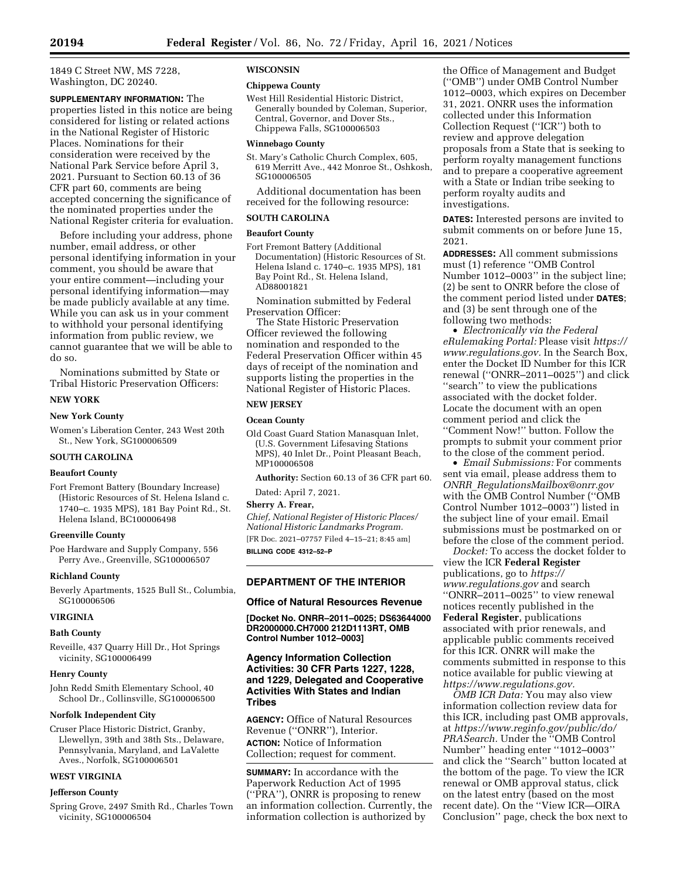1849 C Street NW, MS 7228, Washington, DC 20240.

**SUPPLEMENTARY INFORMATION:** The properties listed in this notice are being considered for listing or related actions in the National Register of Historic Places. Nominations for their consideration were received by the National Park Service before April 3, 2021. Pursuant to Section 60.13 of 36 CFR part 60, comments are being accepted concerning the significance of the nominated properties under the National Register criteria for evaluation.

Before including your address, phone number, email address, or other personal identifying information in your comment, you should be aware that your entire comment—including your personal identifying information—may be made publicly available at any time. While you can ask us in your comment to withhold your personal identifying information from public review, we cannot guarantee that we will be able to do so.

Nominations submitted by State or Tribal Historic Preservation Officers:

**NEW YORK**

**New York County**

Women's Liberation Center, 243 West 20th St., New York, SG100006509

**SOUTH CAROLINA**

**Beaufort County**

Fort Fremont Battery (Boundary Increase) (Historic Resources of St. Helena Island c. 1740–c. 1935 MPS), 181 Bay Point Rd., St. Helena Island, BC100006498

**Greenville County**

Poe Hardware and Supply Company, 556 Perry Ave., Greenville, SG100006507

**Richland County**

Beverly Apartments, 1525 Bull St., Columbia, SG100006506

**VIRGINIA**

**Bath County**

Reveille, 437 Quarry Hill Dr., Hot Springs vicinity, SG100006499

**Henry County**

John Redd Smith Elementary School, 40 School Dr., Collinsville, SG100006500

**Norfolk Independent City**

Cruser Place Historic District, Granby, Llewellyn, 39th and 38th Sts., Delaware, Pennsylvania, Maryland, and LaValette Aves., Norfolk, SG100006501

**WEST VIRGINIA**

**Jefferson County**

Spring Grove, 2497 Smith Rd., Charles Town vicinity, SG100006504

**WISCONSIN**

**Chippewa County**

West Hill Residential Historic District, Generally bounded by Coleman, Superior, Central, Governor, and Dover Sts., Chippewa Falls, SG100006503

**Winnebago County**

St. Mary's Catholic Church Complex, 605, 619 Merritt Ave., 442 Monroe St., Oshkosh, SG100006505

Additional documentation has been received for the following resource:

**SOUTH CAROLINA**

**Beaufort County**

Fort Fremont Battery (Additional Documentation) (Historic Resources of St. Helena Island c. 1740–c. 1935 MPS), 181 Bay Point Rd., St. Helena Island, AD88001821

Nomination submitted by Federal Preservation Officer:

The State Historic Preservation Officer reviewed the following nomination and responded to the Federal Preservation Officer within 45 days of receipt of the nomination and supports listing the properties in the National Register of Historic Places.

**NEW JERSEY**

**Ocean County**

Old Coast Guard Station Manasquan Inlet, (U.S. Government Lifesaving Stations MPS), 40 Inlet Dr., Point Pleasant Beach, MP100006508

**Authority:** Section 60.13 of 36 CFR part 60.

Dated: April 7, 2021.

**Sherry A. Frear,**

*Chief, National Register of Historic Places/National Historic Landmarks Program.*

[FR Doc. 2021–07757 Filed 4–15–21; 8:45 am]

**BILLING CODE 4312–52–P**

---

## DEPARTMENT OF THE INTERIOR

### Office of Natural Resources Revenue

**[Docket No. ONRR–2011–0025; DS63644000 DR2000000.CH7000 212D1113RT, OMB Control Number 1012–0003]**

### Agency Information Collection Activities: 30 CFR Parts 1227, 1228, and 1229, Delegated and Cooperative Activities With States and Indian Tribes

**AGENCY:** Office of Natural Resources Revenue (''ONRR''), Interior.

**ACTION:** Notice of Information Collection; request for comment.

**SUMMARY:** In accordance with the Paperwork Reduction Act of 1995 (''PRA''), ONRR is proposing to renew an information collection. Currently, the information collection is authorized by the Office of Management and Budget (''OMB'') under OMB Control Number 1012–0003, which expires on December 31, 2021. ONRR uses the information collected under this Information Collection Request (''ICR'') both to review and approve delegation proposals from a State that is seeking to perform royalty management functions and to prepare a cooperative agreement with a State or Indian tribe seeking to perform royalty audits and investigations.

**DATES:** Interested persons are invited to submit comments on or before June 15, 2021.

**ADDRESSES:** All comment submissions must (1) reference ''OMB Control Number 1012–0003'' in the subject line; (2) be sent to ONRR before the close of the comment period listed under **DATES**; and (3) be sent through one of the following two methods:

- *Electronically via the Federal eRulemaking Portal:* Please visit *https://www.regulations.gov.* In the Search Box, enter the Docket ID Number for this ICR renewal (''ONRR–2011–0025'') and click ''search'' to view the publications associated with the docket folder. Locate the document with an open comment period and click the ''Comment Now!'' button. Follow the prompts to submit your comment prior to the close of the comment period.
- *Email Submissions:* For comments sent via email, please address them to *ONRR_RegulationsMailbox@onrr.gov* with the OMB Control Number (''OMB Control Number 1012–0003'') listed in the subject line of your email. Email submissions must be postmarked on or before the close of the comment period.

*Docket:* To access the docket folder to view the ICR **Federal Register** publications, go to *https://www.regulations.gov* and search ''ONRR–2011–0025'' to view renewal notices recently published in the **Federal Register**, publications associated with prior renewals, and applicable public comments received for this ICR. ONRR will make the comments submitted in response to this notice available for public viewing at *https://www.regulations.gov.*

*OMB ICR Data:* You may also view information collection review data for this ICR, including past OMB approvals, at *https://www.reginfo.gov/public/do/PRASearch.* Under the ''OMB Control Number'' heading enter ''1012–0003'' and click the ''Search'' button located at the bottom of the page. To view the ICR renewal or OMB approval status, click on the latest entry (based on the most recent date). On the ''View ICR—OIRA Conclusion'' page, check the box next to